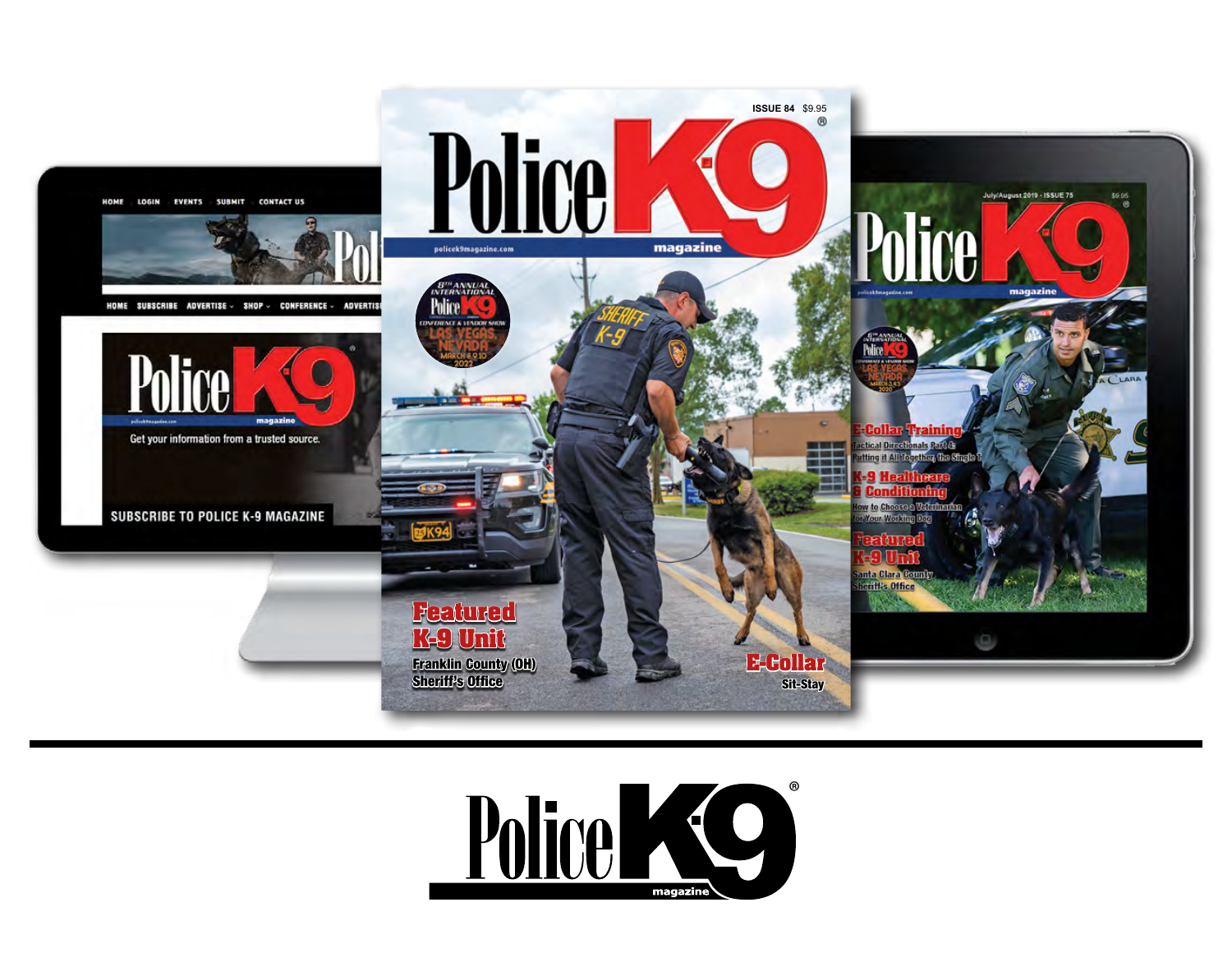# Police K9 magazine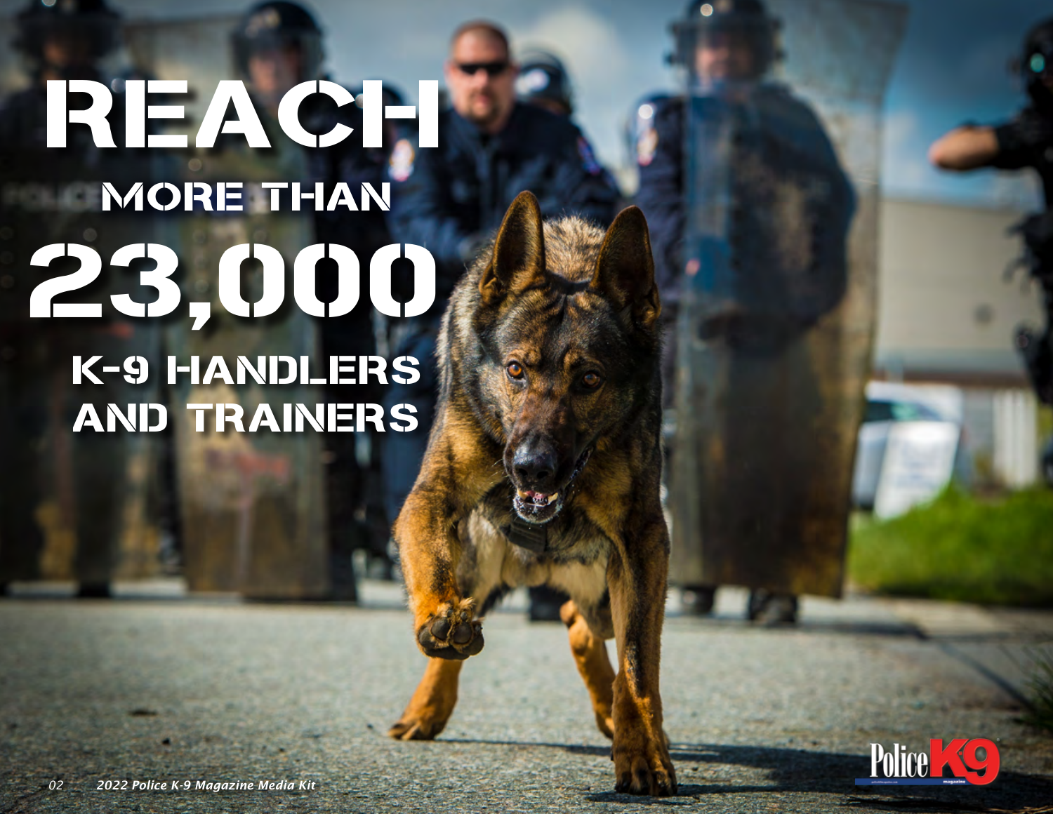# REACH

## MORE THAN

# 23,000

## K-9 HANDLERS AND TRAINERS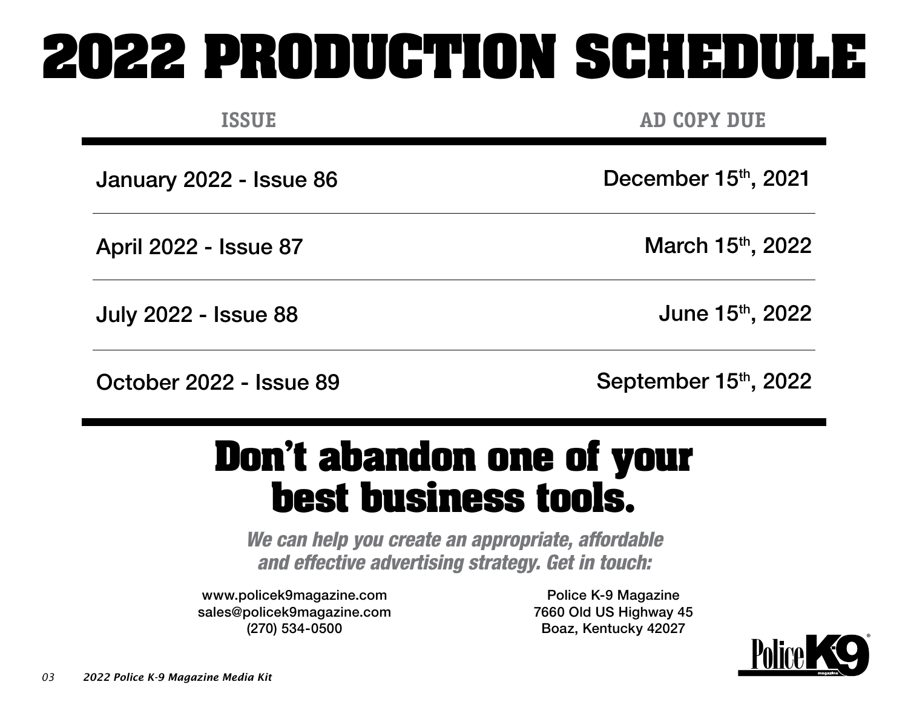# 2022 PRODUCTION SCHEDULE

| ISSUE | AD COPY DUE |
| --- | --- |
| January 2022 - Issue 86 | December 15th, 2021 |
| April 2022 - Issue 87 | March 15th, 2022 |
| July 2022 - Issue 88 | June 15th, 2022 |
| October 2022 - Issue 89 | September 15th, 2022 |

## Don't abandon one of your best business tools.

***We can help you create an appropriate, affordable and effective advertising strategy. Get in touch:***

www.policek9magazine.com
sales@policek9magazine.com
(270) 534-0500

Police K-9 Magazine
7660 Old US Highway 45
Boaz, Kentucky 42027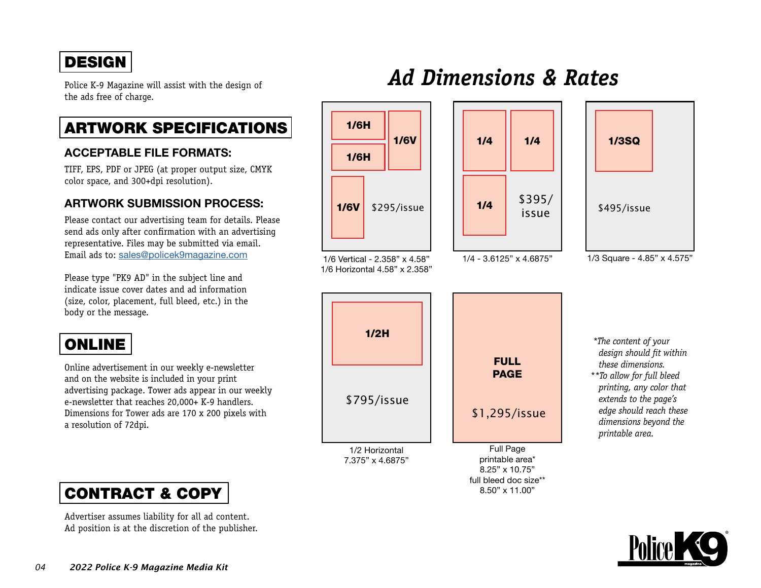## DESIGN

Police K-9 Magazine will assist with the design of the ads free of charge.

## ARTWORK SPECIFICATIONS

### ACCEPTABLE FILE FORMATS:

TIFF, EPS, PDF or JPEG (at proper output size, CMYK color space, and 300+dpi resolution).

### ARTWORK SUBMISSION PROCESS:

Please contact our advertising team for details. Please send ads only after confirmation with an advertising representative. Files may be submitted via email. Email ads to: sales@policek9magazine.com

Please type "PK9 AD" in the subject line and indicate issue cover dates and ad information (size, color, placement, full bleed, etc.) in the body or the message.

## ONLINE

Online advertisement in our weekly e-newsletter and on the website is included in your print advertising package. Tower ads appear in our weekly e-newsletter that reaches 20,000+ K-9 handlers. Dimensions for Tower ads are 170 x 200 pixels with a resolution of 72dpi.

## CONTRACT & COPY

Advertiser assumes liability for all ad content. Ad position is at the discretion of the publisher.

# *Ad Dimensions & Rates*

**1/6H** **1/6H** **1/6V** **1/6V**

$295/issue

1/6 Vertical - 2.358” x 4.58”
1/6 Horizontal 4.58” x 2.358”

**1/4** **1/4** **1/4**

$395/issue

1/4 - 3.6125” x 4.6875”

**1/3SQ**

$495/issue

1/3 Square - 4.85” x 4.575”

**1/2H**

$795/issue

1/2 Horizontal
7.375” x 4.6875”

**FULL PAGE**

$1,295/issue

Full Page
printable area*
8.25” x 10.75”
full bleed doc size**
8.50” x 11.00”

**The content of your design should fit within these dimensions.*

***To allow for full bleed printing, any color that extends to the page’s edge should reach these dimensions beyond the printable area.*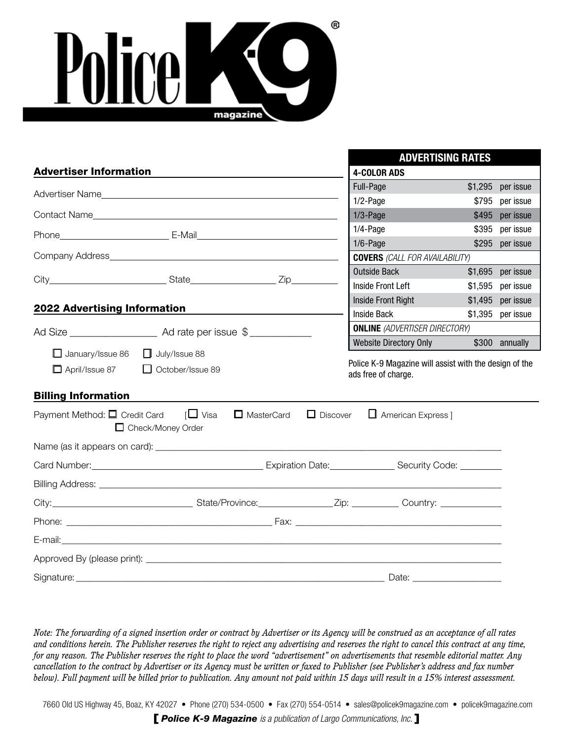# Police K-9 magazine®

## Advertiser Information

Advertiser Name\_\_\_\_\_\_\_\_\_\_\_\_\_\_\_\_\_\_\_\_\_\_\_\_\_\_\_\_

Contact Name\_\_\_\_\_\_\_\_\_\_\_\_\_\_\_\_\_\_\_\_\_\_\_\_\_\_\_\_

Phone\_\_\_\_\_\_\_\_\_\_\_\_\_\_ E-Mail\_\_\_\_\_\_\_\_\_\_\_\_\_\_\_\_\_\_

Company Address\_\_\_\_\_\_\_\_\_\_\_\_\_\_\_\_\_\_\_\_\_\_\_\_\_\_\_\_

City\_\_\_\_\_\_\_\_\_\_\_\_\_\_\_\_ State\_\_\_\_\_\_\_\_\_\_\_\_ Zip\_\_\_\_\_\_\_\_

## 2022 Advertising Information

Ad Size \_\_\_\_\_\_\_\_\_\_\_\_\_\_\_\_ Ad rate per issue $ \_\_\_\_\_\_\_\_\_\_\_

☐ January/Issue 86 ☐ July/Issue 88

☐ April/Issue 87 ☐ October/Issue 89

| ADVERTISING RATES | | |
|---|---|---|
| **4-COLOR ADS** | | |
| Full-Page | $1,295 | per issue |
| 1/2-Page | $795 | per issue |
| 1/3-Page | $495 | per issue |
| 1/4-Page | $395 | per issue |
| 1/6-Page | $295 | per issue |
| **COVERS** *(CALL FOR AVAILABILITY)* | | |
| Outside Back | $1,695 | per issue |
| Inside Front Left | $1,595 | per issue |
| Inside Front Right | $1,495 | per issue |
| Inside Back | $1,395 | per issue |
| **ONLINE** *(ADVERTISER DIRECTORY)* | | |
| Website Directory Only | $300 | annually |

Police K-9 Magazine will assist with the design of the ads free of charge.

## Billing Information

Payment Method: ☐ Credit Card [☐ Visa ☐ MasterCard ☐ Discover ☐ American Express ]
☐ Check/Money Order

Name (as it appears on card): \_\_\_\_\_\_\_\_\_\_\_\_\_\_\_\_\_\_\_\_\_\_\_\_\_\_\_\_

Card Number:\_\_\_\_\_\_\_\_\_\_\_\_\_\_\_\_\_\_ Expiration Date:\_\_\_\_\_\_\_\_\_\_ Security Code: \_\_\_\_\_\_\_\_

Billing Address: \_\_\_\_\_\_\_\_\_\_\_\_\_\_\_\_\_\_\_\_\_\_\_\_\_\_\_\_

City:\_\_\_\_\_\_\_\_\_\_\_\_\_\_\_\_ State/Province:\_\_\_\_\_\_\_\_\_\_\_\_ Zip: \_\_\_\_\_\_\_\_ Country: \_\_\_\_\_\_\_\_\_\_

Phone: \_\_\_\_\_\_\_\_\_\_\_\_\_\_\_\_\_\_\_\_ Fax: \_\_\_\_\_\_\_\_\_\_\_\_\_\_\_\_\_\_\_\_

E-mail:\_\_\_\_\_\_\_\_\_\_\_\_\_\_\_\_\_\_\_\_\_\_\_\_\_\_\_\_

Approved By (please print): \_\_\_\_\_\_\_\_\_\_\_\_\_\_\_\_\_\_\_\_\_\_\_\_\_\_\_\_

Signature: \_\_\_\_\_\_\_\_\_\_\_\_\_\_\_\_\_\_\_\_\_\_\_\_\_\_\_\_ Date: \_\_\_\_\_\_\_\_\_\_\_\_\_\_

*Note: The forwarding of a signed insertion order or contract by Advertiser or its Agency will be construed as an acceptance of all rates and conditions herein. The Publisher reserves the right to reject any advertising and reserves the right to cancel this contract at any time, for any reason. The Publisher reserves the right to place the word "advertisement" on advertisements that resemble editorial matter. Any cancellation to the contract by Advertiser or its Agency must be written or faxed to Publisher (see Publisher's address and fax number below). Full payment will be billed prior to publication. Any amount not paid within 15 days will result in a 15% interest assessment.*

7660 Old US Highway 45, Boaz, KY 42027 • Phone (270) 534-0500 • Fax (270) 554-0514 • sales@policek9magazine.com • policek9magazine.com

[ ***Police K-9 Magazine*** *is a publication of Largo Communications, Inc.* ]